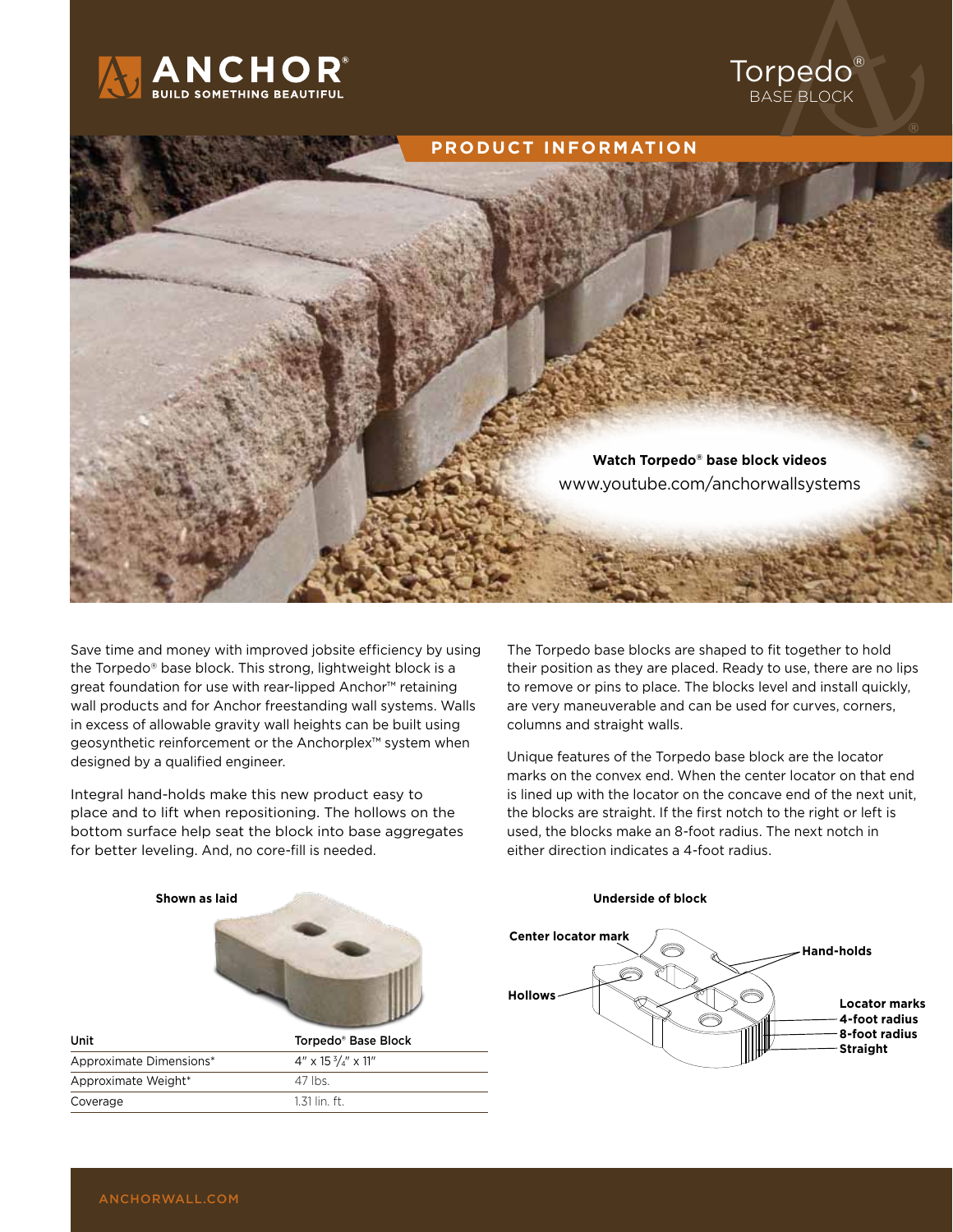# ANCHOR

BUILD SOMETHING BEAUTIFUL

# Torpedo® BASE BLOCK

## PRODUCT INFORMATION

**Watch Torpedo® base block videos**
www.youtube.com/anchorwallsystems

Save time and money with improved jobsite efficiency by using the Torpedo® base block. This strong, lightweight block is a great foundation for use with rear-lipped Anchor™ retaining wall products and for Anchor freestanding wall systems. Walls in excess of allowable gravity wall heights can be built using geosynthetic reinforcement or the Anchorplex™ system when designed by a qualified engineer.

Integral hand-holds make this new product easy to place and to lift when repositioning. The hollows on the bottom surface help seat the block into base aggregates for better leveling. And, no core-fill is needed.

The Torpedo base blocks are shaped to fit together to hold their position as they are placed. Ready to use, there are no lips to remove or pins to place. The blocks level and install quickly, are very maneuverable and can be used for curves, corners, columns and straight walls.

Unique features of the Torpedo base block are the locator marks on the convex end. When the center locator on that end is lined up with the locator on the concave end of the next unit, the blocks are straight. If the first notch to the right or left is used, the blocks make an 8-foot radius. The next notch in either direction indicates a 4-foot radius.

**Shown as laid**

| Unit | Torpedo® Base Block |
|---|---|
| Approximate Dimensions* | 4" x 15 3/4" x 11" |
| Approximate Weight* | 47 lbs. |
| Coverage | 1.31 lin. ft. |

**Underside of block**

**Center locator mark**

**Hollows**

**Hand-holds**

**Locator marks**
- **4-foot radius**
- **8-foot radius**
- **Straight**

ANCHORWALL.COM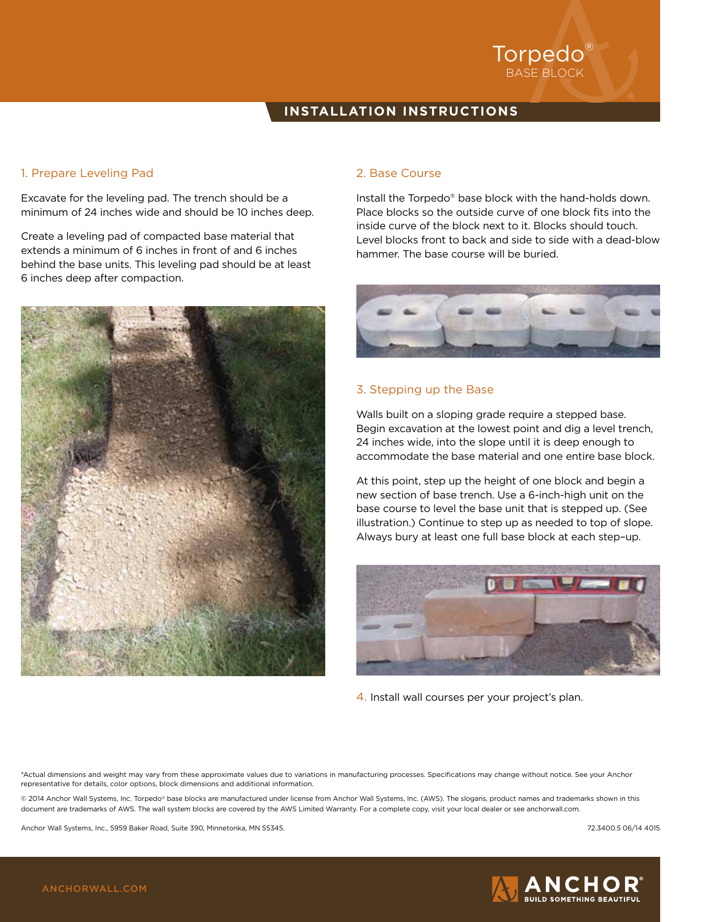# Torpedo® BASE BLOCK

## INSTALLATION INSTRUCTIONS

### 1. Prepare Leveling Pad

Excavate for the leveling pad. The trench should be a minimum of 24 inches wide and should be 10 inches deep.

Create a leveling pad of compacted base material that extends a minimum of 6 inches in front of and 6 inches behind the base units. This leveling pad should be at least 6 inches deep after compaction.

### 2. Base Course

Install the Torpedo® base block with the hand-holds down. Place blocks so the outside curve of one block fits into the inside curve of the block next to it. Blocks should touch. Level blocks front to back and side to side with a dead-blow hammer. The base course will be buried.

### 3. Stepping up the Base

Walls built on a sloping grade require a stepped base. Begin excavation at the lowest point and dig a level trench, 24 inches wide, into the slope until it is deep enough to accommodate the base material and one entire base block.

At this point, step up the height of one block and begin a new section of base trench. Use a 6-inch-high unit on the base course to level the base unit that is stepped up. (See illustration.) Continue to step up as needed to top of slope. Always bury at least one full base block at each step–up.

4. Install wall courses per your project's plan.

*Actual dimensions and weight may vary from these approximate values due to variations in manufacturing processes. Specifications may change without notice. See your Anchor representative for details, color options, block dimensions and additional information.

© 2014 Anchor Wall Systems, Inc. Torpedo® base blocks are manufactured under license from Anchor Wall Systems, Inc. (AWS). The slogans, product names and trademarks shown in this document are trademarks of AWS. The wall system blocks are covered by the AWS Limited Warranty. For a complete copy, visit your local dealer or see anchorwall.com.

Anchor Wall Systems, Inc., 5959 Baker Road, Suite 390, Minnetonka, MN 55345.

72.3400.5 06/14 4015

ANCHORWALL.COM

ANCHOR® BUILD SOMETHING BEAUTIFUL